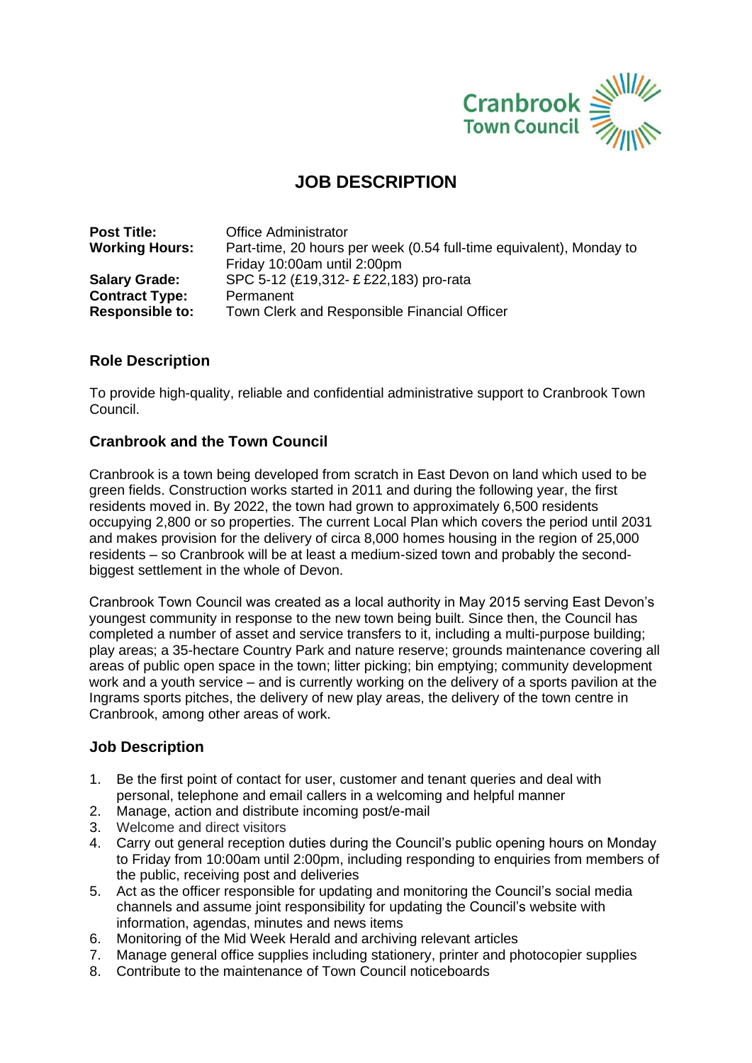Cranbrook Town Council

# JOB DESCRIPTION

| | |
|---|---|
| **Post Title:** | Office Administrator |
| **Working Hours:** | Part-time, 20 hours per week (0.54 full-time equivalent), Monday to Friday 10:00am until 2:00pm |
| **Salary Grade:** | SPC 5-12 (£19,312- £ £22,183) pro-rata |
| **Contract Type:** | Permanent |
| **Responsible to:** | Town Clerk and Responsible Financial Officer |

## Role Description

To provide high-quality, reliable and confidential administrative support to Cranbrook Town Council.

## Cranbrook and the Town Council

Cranbrook is a town being developed from scratch in East Devon on land which used to be green fields. Construction works started in 2011 and during the following year, the first residents moved in. By 2022, the town had grown to approximately 6,500 residents occupying 2,800 or so properties. The current Local Plan which covers the period until 2031 and makes provision for the delivery of circa 8,000 homes housing in the region of 25,000 residents – so Cranbrook will be at least a medium-sized town and probably the second-biggest settlement in the whole of Devon.

Cranbrook Town Council was created as a local authority in May 2015 serving East Devon's youngest community in response to the new town being built. Since then, the Council has completed a number of asset and service transfers to it, including a multi-purpose building; play areas; a 35-hectare Country Park and nature reserve; grounds maintenance covering all areas of public open space in the town; litter picking; bin emptying; community development work and a youth service – and is currently working on the delivery of a sports pavilion at the Ingrams sports pitches, the delivery of new play areas, the delivery of the town centre in Cranbrook, among other areas of work.

## Job Description

1. Be the first point of contact for user, customer and tenant queries and deal with personal, telephone and email callers in a welcoming and helpful manner
2. Manage, action and distribute incoming post/e-mail
3. Welcome and direct visitors
4. Carry out general reception duties during the Council's public opening hours on Monday to Friday from 10:00am until 2:00pm, including responding to enquiries from members of the public, receiving post and deliveries
5. Act as the officer responsible for updating and monitoring the Council's social media channels and assume joint responsibility for updating the Council's website with information, agendas, minutes and news items
6. Monitoring of the Mid Week Herald and archiving relevant articles
7. Manage general office supplies including stationery, printer and photocopier supplies
8. Contribute to the maintenance of Town Council noticeboards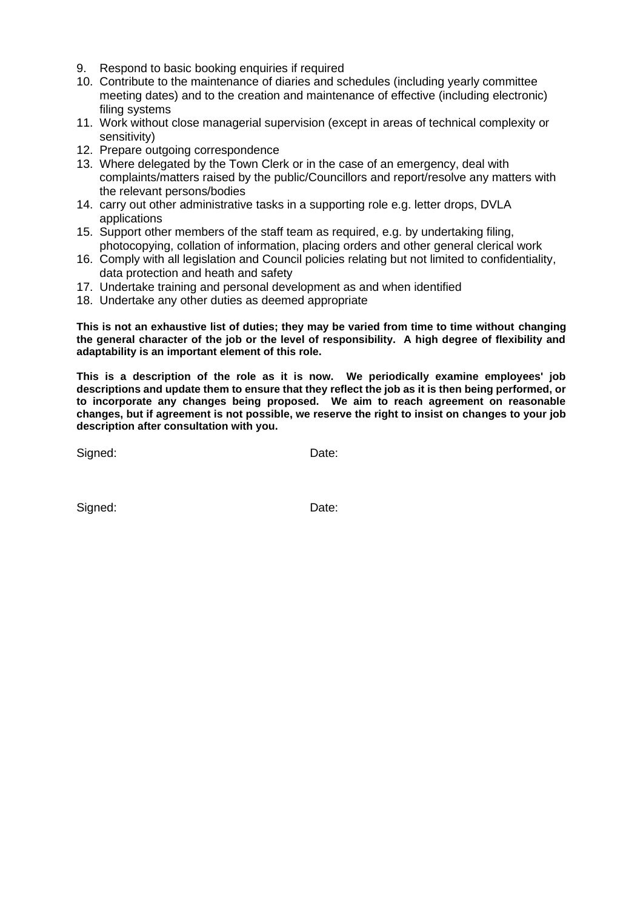9. Respond to basic booking enquiries if required
10. Contribute to the maintenance of diaries and schedules (including yearly committee meeting dates) and to the creation and maintenance of effective (including electronic) filing systems
11. Work without close managerial supervision (except in areas of technical complexity or sensitivity)
12. Prepare outgoing correspondence
13. Where delegated by the Town Clerk or in the case of an emergency, deal with complaints/matters raised by the public/Councillors and report/resolve any matters with the relevant persons/bodies
14. carry out other administrative tasks in a supporting role e.g. letter drops, DVLA applications
15. Support other members of the staff team as required, e.g. by undertaking filing, photocopying, collation of information, placing orders and other general clerical work
16. Comply with all legislation and Council policies relating but not limited to confidentiality, data protection and heath and safety
17. Undertake training and personal development as and when identified
18. Undertake any other duties as deemed appropriate

**This is not an exhaustive list of duties; they may be varied from time to time without changing the general character of the job or the level of responsibility. A high degree of flexibility and adaptability is an important element of this role.**

**This is a description of the role as it is now. We periodically examine employees' job descriptions and update them to ensure that they reflect the job as it is then being performed, or to incorporate any changes being proposed. We aim to reach agreement on reasonable changes, but if agreement is not possible, we reserve the right to insist on changes to your job description after consultation with you.**

Signed: Date:

Signed: Date: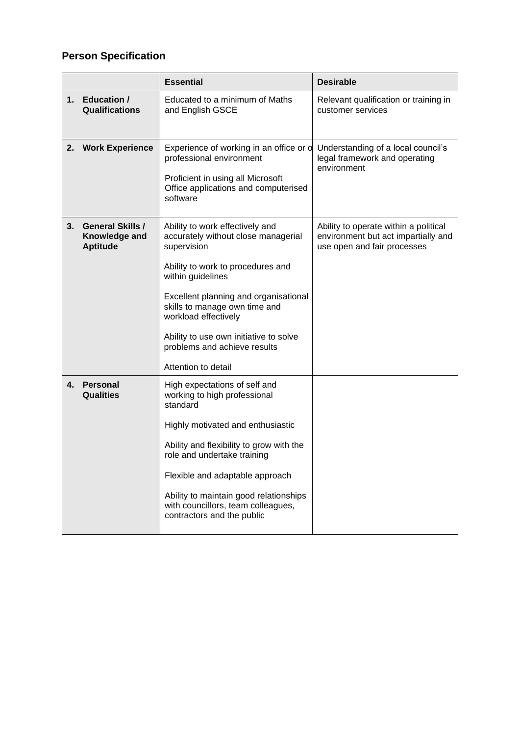## Person Specification

| | Essential | Desirable |
|---|---|---|
| **1. Education / Qualifications** | Educated to a minimum of Maths and English GSCE | Relevant qualification or training in customer services |
| **2. Work Experience** | Experience of working in an office or o professional environment<br><br>Proficient in using all Microsoft Office applications and computerised software | Understanding of a local council's legal framework and operating environment |
| **3. General Skills / Knowledge and Aptitude** | Ability to work effectively and accurately without close managerial supervision<br><br>Ability to work to procedures and within guidelines<br><br>Excellent planning and organisational skills to manage own time and workload effectively<br><br>Ability to use own initiative to solve problems and achieve results<br><br>Attention to detail | Ability to operate within a political environment but act impartially and use open and fair processes |
| **4. Personal Qualities** | High expectations of self and working to high professional standard<br><br>Highly motivated and enthusiastic<br><br>Ability and flexibility to grow with the role and undertake training<br><br>Flexible and adaptable approach<br><br>Ability to maintain good relationships with councillors, team colleagues, contractors and the public | |